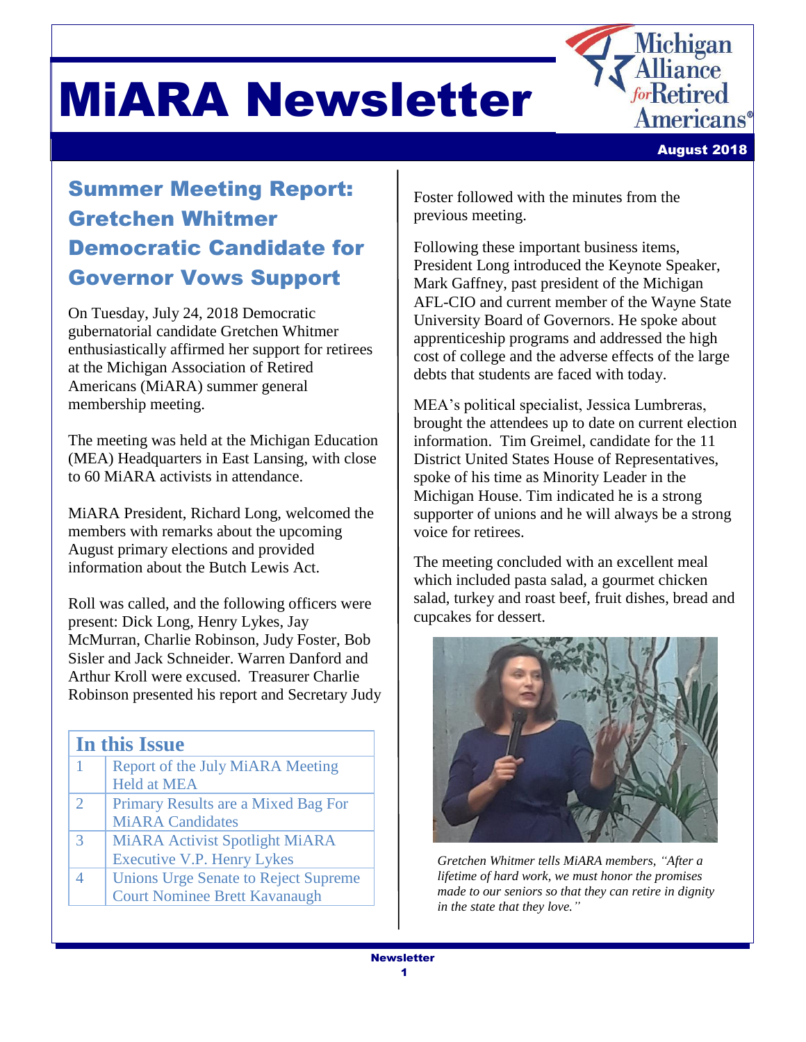# MiARA Newsletter

Michigan Alliance for Retired Americans®

August 2018

## Summer Meeting Report: Gretchen Whitmer Democratic Candidate for Governor Vows Support

On Tuesday, July 24, 2018 Democratic gubernatorial candidate Gretchen Whitmer enthusiastically affirmed her support for retirees at the Michigan Association of Retired Americans (MiARA) summer general membership meeting.

The meeting was held at the Michigan Education (MEA) Headquarters in East Lansing, with close to 60 MiARA activists in attendance.

MiARA President, Richard Long, welcomed the members with remarks about the upcoming August primary elections and provided information about the Butch Lewis Act.

Roll was called, and the following officers were present: Dick Long, Henry Lykes, Jay McMurran, Charlie Robinson, Judy Foster, Bob Sisler and Jack Schneider. Warren Danford and Arthur Kroll were excused. Treasurer Charlie Robinson presented his report and Secretary Judy Foster followed with the minutes from the previous meeting.

Following these important business items, President Long introduced the Keynote Speaker, Mark Gaffney, past president of the Michigan AFL-CIO and current member of the Wayne State University Board of Governors. He spoke about apprenticeship programs and addressed the high cost of college and the adverse effects of the large debts that students are faced with today.

MEA's political specialist, Jessica Lumbreras, brought the attendees up to date on current election information. Tim Greimel, candidate for the 11 District United States House of Representatives, spoke of his time as Minority Leader in the Michigan House. Tim indicated he is a strong supporter of unions and he will always be a strong voice for retirees.

The meeting concluded with an excellent meal which included pasta salad, a gourmet chicken salad, turkey and roast beef, fruit dishes, bread and cupcakes for dessert.

*Gretchen Whitmer tells MiARA members, "After a lifetime of hard work, we must honor the promises made to our seniors so that they can retire in dignity in the state that they love."*

| In this Issue | |
|---|---|
| 1 | Report of the July MiARA Meeting Held at MEA |
| 2 | Primary Results are a Mixed Bag For MiARA Candidates |
| 3 | MiARA Activist Spotlight MiARA Executive V.P. Henry Lykes |
| 4 | Unions Urge Senate to Reject Supreme Court Nominee Brett Kavanaugh |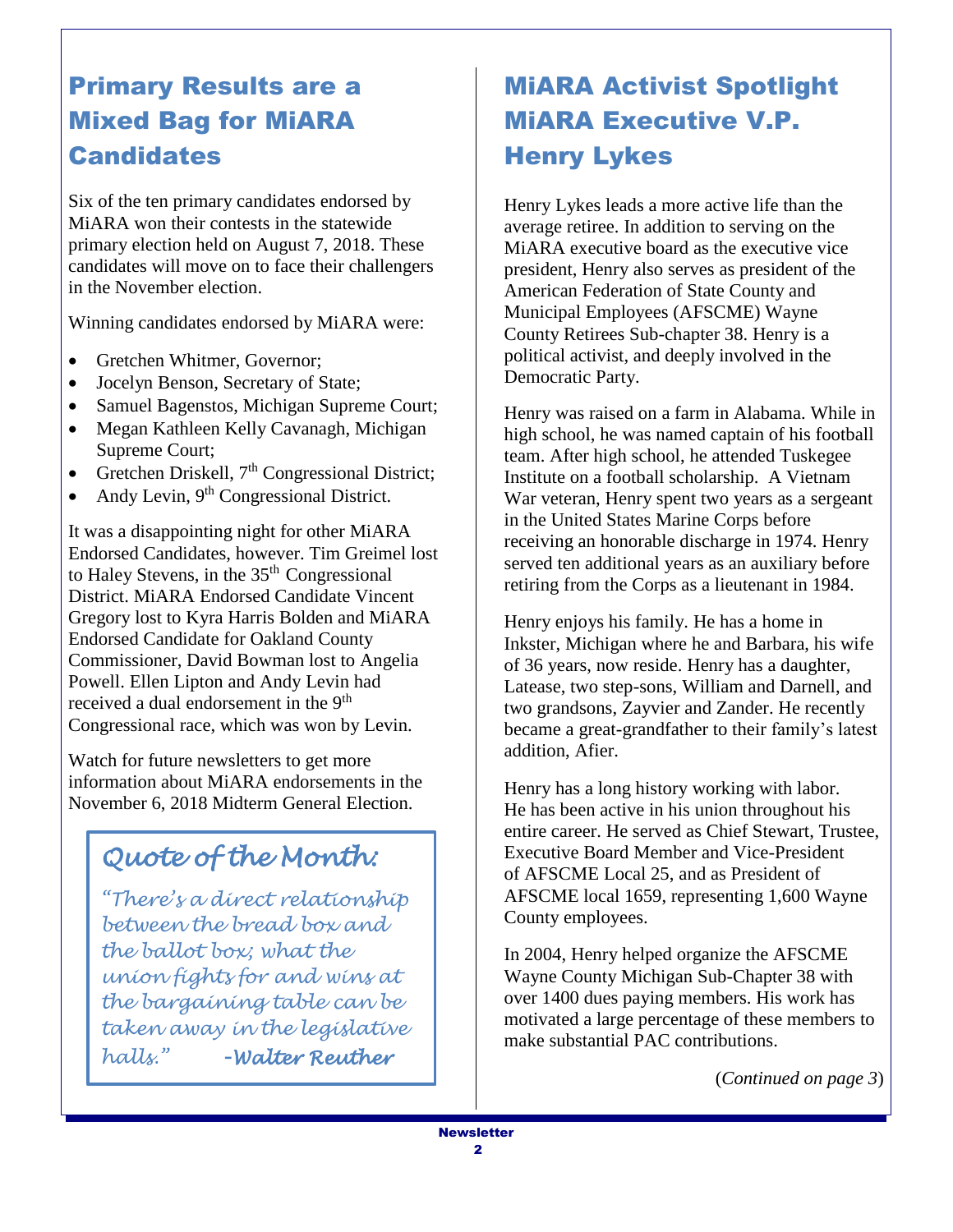## Primary Results are a Mixed Bag for MiARA Candidates

Six of the ten primary candidates endorsed by MiARA won their contests in the statewide primary election held on August 7, 2018. These candidates will move on to face their challengers in the November election.

Winning candidates endorsed by MiARA were:

- Gretchen Whitmer, Governor;
- Jocelyn Benson, Secretary of State;
- Samuel Bagenstos, Michigan Supreme Court;
- Megan Kathleen Kelly Cavanagh, Michigan Supreme Court;
- Gretchen Driskell, 7th Congressional District;
- Andy Levin, 9th Congressional District.

It was a disappointing night for other MiARA Endorsed Candidates, however. Tim Greimel lost to Haley Stevens, in the 35th Congressional District. MiARA Endorsed Candidate Vincent Gregory lost to Kyra Harris Bolden and MiARA Endorsed Candidate for Oakland County Commissioner, David Bowman lost to Angelia Powell. Ellen Lipton and Andy Levin had received a dual endorsement in the 9th Congressional race, which was won by Levin.

Watch for future newsletters to get more information about MiARA endorsements in the November 6, 2018 Midterm General Election.

> ### *Quote of the Month:*
>
> *"There's a direct relationship between the bread box and the ballot box; what the union fights for and wins at the bargaining table can be taken away in the legislative halls."* ***-Walter Reuther***

## MiARA Activist Spotlight MiARA Executive V.P. Henry Lykes

Henry Lykes leads a more active life than the average retiree. In addition to serving on the MiARA executive board as the executive vice president, Henry also serves as president of the American Federation of State County and Municipal Employees (AFSCME) Wayne County Retirees Sub-chapter 38. Henry is a political activist, and deeply involved in the Democratic Party.

Henry was raised on a farm in Alabama. While in high school, he was named captain of his football team. After high school, he attended Tuskegee Institute on a football scholarship. A Vietnam War veteran, Henry spent two years as a sergeant in the United States Marine Corps before receiving an honorable discharge in 1974. Henry served ten additional years as an auxiliary before retiring from the Corps as a lieutenant in 1984.

Henry enjoys his family. He has a home in Inkster, Michigan where he and Barbara, his wife of 36 years, now reside. Henry has a daughter, Latease, two step-sons, William and Darnell, and two grandsons, Zayvier and Zander. He recently became a great-grandfather to their family's latest addition, Afier.

Henry has a long history working with labor. He has been active in his union throughout his entire career. He served as Chief Stewart, Trustee, Executive Board Member and Vice-President of AFSCME Local 25, and as President of AFSCME local 1659, representing 1,600 Wayne County employees.

In 2004, Henry helped organize the AFSCME Wayne County Michigan Sub-Chapter 38 with over 1400 dues paying members. His work has motivated a large percentage of these members to make substantial PAC contributions.

(*Continued on page 3*)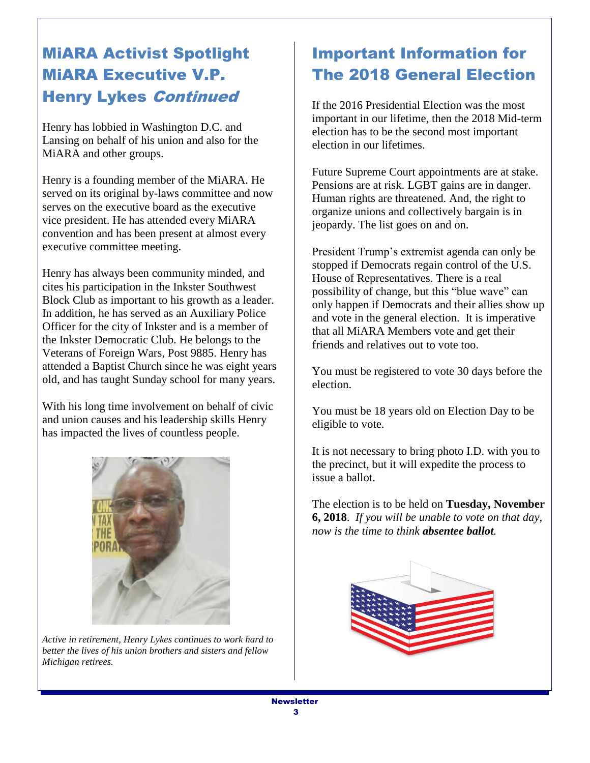## MiARA Activist Spotlight MiARA Executive V.P. Henry Lykes *Continued*

Henry has lobbied in Washington D.C. and Lansing on behalf of his union and also for the MiARA and other groups.

Henry is a founding member of the MiARA. He served on its original by-laws committee and now serves on the executive board as the executive vice president. He has attended every MiARA convention and has been present at almost every executive committee meeting.

Henry has always been community minded, and cites his participation in the Inkster Southwest Block Club as important to his growth as a leader. In addition, he has served as an Auxiliary Police Officer for the city of Inkster and is a member of the Inkster Democratic Club. He belongs to the Veterans of Foreign Wars, Post 9885. Henry has attended a Baptist Church since he was eight years old, and has taught Sunday school for many years.

With his long time involvement on behalf of civic and union causes and his leadership skills Henry has impacted the lives of countless people.

*Active in retirement, Henry Lykes continues to work hard to better the lives of his union brothers and sisters and fellow Michigan retirees.*

## Important Information for The 2018 General Election

If the 2016 Presidential Election was the most important in our lifetime, then the 2018 Mid-term election has to be the second most important election in our lifetimes.

Future Supreme Court appointments are at stake. Pensions are at risk. LGBT gains are in danger. Human rights are threatened. And, the right to organize unions and collectively bargain is in jeopardy. The list goes on and on.

President Trump's extremist agenda can only be stopped if Democrats regain control of the U.S. House of Representatives. There is a real possibility of change, but this "blue wave" can only happen if Democrats and their allies show up and vote in the general election. It is imperative that all MiARA Members vote and get their friends and relatives out to vote too.

You must be registered to vote 30 days before the election.

You must be 18 years old on Election Day to be eligible to vote.

It is not necessary to bring photo I.D. with you to the precinct, but it will expedite the process to issue a ballot.

The election is to be held on **Tuesday, November 6, 2018**. *If you will be unable to vote on that day, now is the time to think **absentee ballot**.*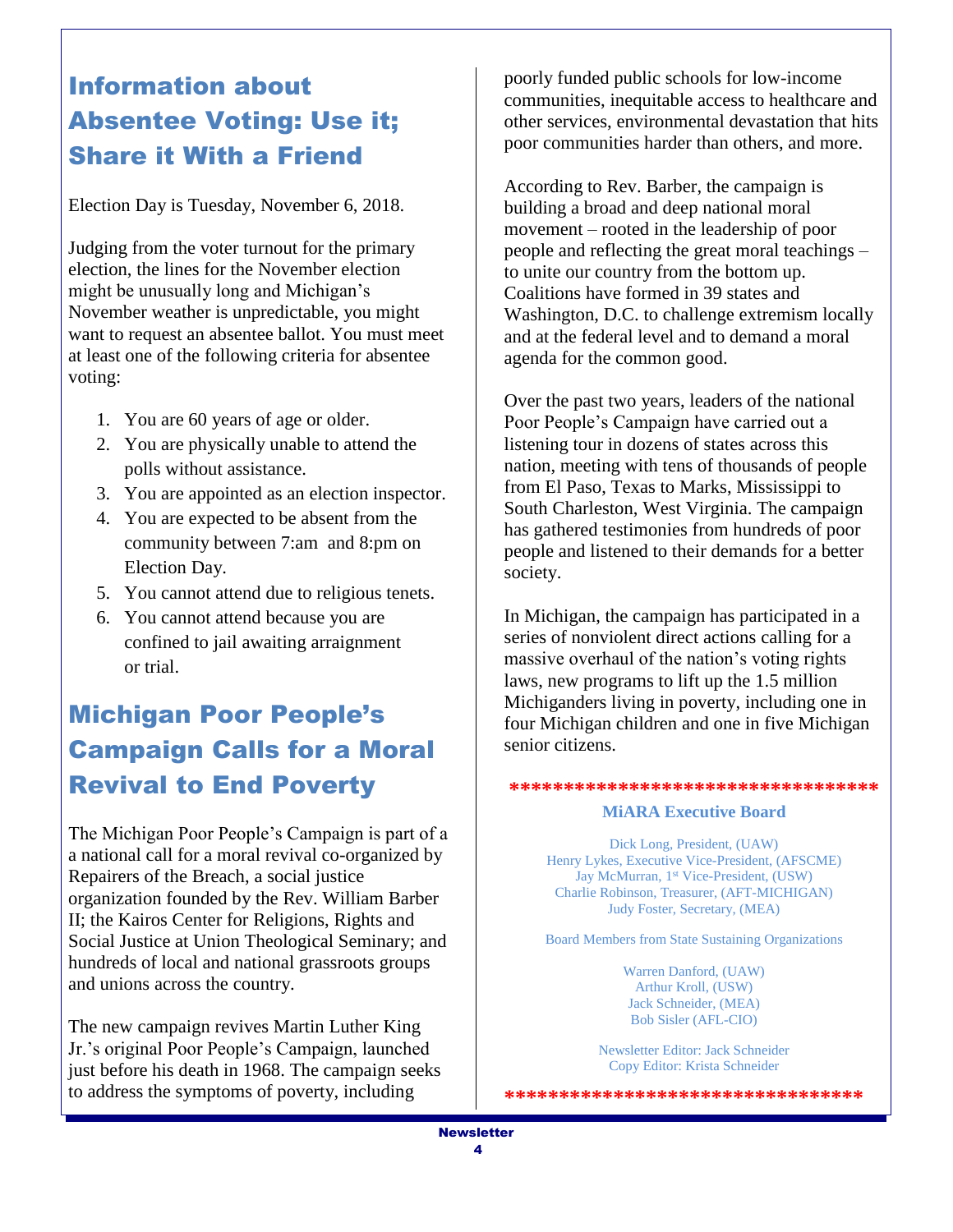## Information about Absentee Voting: Use it; Share it With a Friend

Election Day is Tuesday, November 6, 2018.

Judging from the voter turnout for the primary election, the lines for the November election might be unusually long and Michigan's November weather is unpredictable, you might want to request an absentee ballot. You must meet at least one of the following criteria for absentee voting:

1. You are 60 years of age or older.
2. You are physically unable to attend the polls without assistance.
3. You are appointed as an election inspector.
4. You are expected to be absent from the community between 7:am and 8:pm on Election Day.
5. You cannot attend due to religious tenets.
6. You cannot attend because you are confined to jail awaiting arraignment or trial.

## Michigan Poor People's Campaign Calls for a Moral Revival to End Poverty

The Michigan Poor People's Campaign is part of a a national call for a moral revival co-organized by Repairers of the Breach, a social justice organization founded by the Rev. William Barber II; the Kairos Center for Religions, Rights and Social Justice at Union Theological Seminary; and hundreds of local and national grassroots groups and unions across the country.

The new campaign revives Martin Luther King Jr.'s original Poor People's Campaign, launched just before his death in 1968. The campaign seeks to address the symptoms of poverty, including poorly funded public schools for low-income communities, inequitable access to healthcare and other services, environmental devastation that hits poor communities harder than others, and more.

According to Rev. Barber, the campaign is building a broad and deep national moral movement – rooted in the leadership of poor people and reflecting the great moral teachings – to unite our country from the bottom up. Coalitions have formed in 39 states and Washington, D.C. to challenge extremism locally and at the federal level and to demand a moral agenda for the common good.

Over the past two years, leaders of the national Poor People's Campaign have carried out a listening tour in dozens of states across this nation, meeting with tens of thousands of people from El Paso, Texas to Marks, Mississippi to South Charleston, West Virginia. The campaign has gathered testimonies from hundreds of poor people and listened to their demands for a better society.

In Michigan, the campaign has participated in a series of nonviolent direct actions calling for a massive overhaul of the nation's voting rights laws, new programs to lift up the 1.5 million Michiganders living in poverty, including one in four Michigan children and one in five Michigan senior citizens.

**********************************

**MiARA Executive Board**

Dick Long, President, (UAW)
Henry Lykes, Executive Vice-President, (AFSCME)
Jay McMurran, 1st Vice-President, (USW)
Charlie Robinson, Treasurer, (AFT-MICHIGAN)
Judy Foster, Secretary, (MEA)

Board Members from State Sustaining Organizations

Warren Danford, (UAW)
Arthur Kroll, (USW)
Jack Schneider, (MEA)
Bob Sisler (AFL-CIO)

Newsletter Editor: Jack Schneider
Copy Editor: Krista Schneider

**********************************